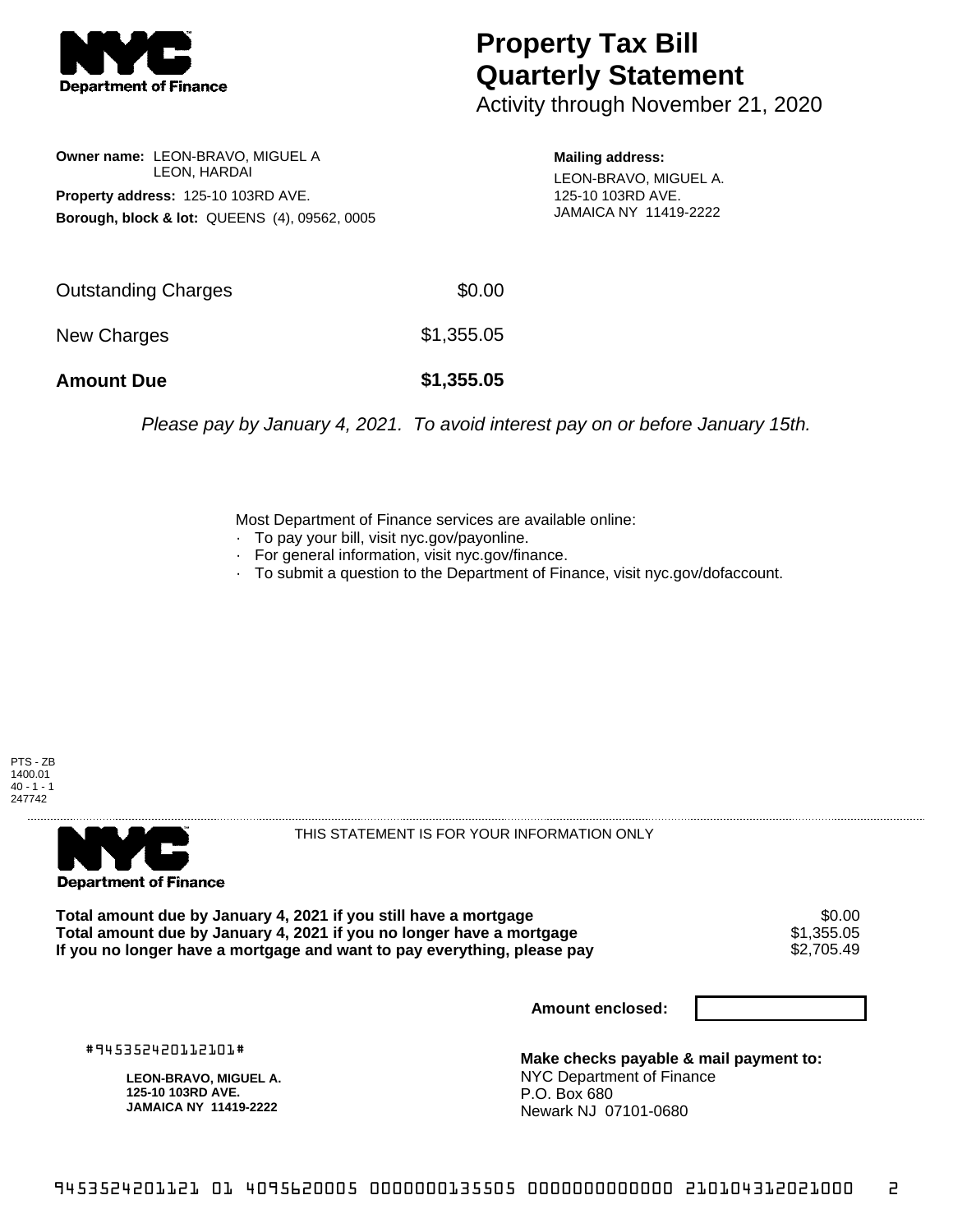**Department of Finance**

# Property Tax Bill
# Quarterly Statement

Activity through November 21, 2020

**Owner name:** LEON-BRAVO, MIGUEL A
LEON, HARDAI

**Property address:** 125-10 103RD AVE.

**Borough, block & lot:** QUEENS (4), 09562, 0005

**Mailing address:**
LEON-BRAVO, MIGUEL A.
125-10 103RD AVE.
JAMAICA NY 11419-2222

| | |
|---|---|
| Outstanding Charges | $0.00 |
| New Charges | $1,355.05 |
| **Amount Due** | **$1,355.05** |

*Please pay by January 4, 2021. To avoid interest pay on or before January 15th.*

Most Department of Finance services are available online:
- To pay your bill, visit nyc.gov/payonline.
- For general information, visit nyc.gov/finance.
- To submit a question to the Department of Finance, visit nyc.gov/dofaccount.

PTS - ZB
1400.01
40 - 1 - 1
247742

---

**Department of Finance**

THIS STATEMENT IS FOR YOUR INFORMATION ONLY

| | |
|---|---|
| **Total amount due by January 4, 2021 if you still have a mortgage** | $0.00 |
| **Total amount due by January 4, 2021 if you no longer have a mortgage** | $1,355.05 |
| **If you no longer have a mortgage and want to pay everything, please pay** | $2,705.49 |

**Amount enclosed:**

#945352420112101#

**LEON-BRAVO, MIGUEL A.**
**125-10 103RD AVE.**
**JAMAICA NY 11419-2222**

**Make checks payable & mail payment to:**
NYC Department of Finance
P.O. Box 680
Newark NJ 07101-0680

945352420112101 01 409562000 5 0000000135505 0000000000000 210104312021000 2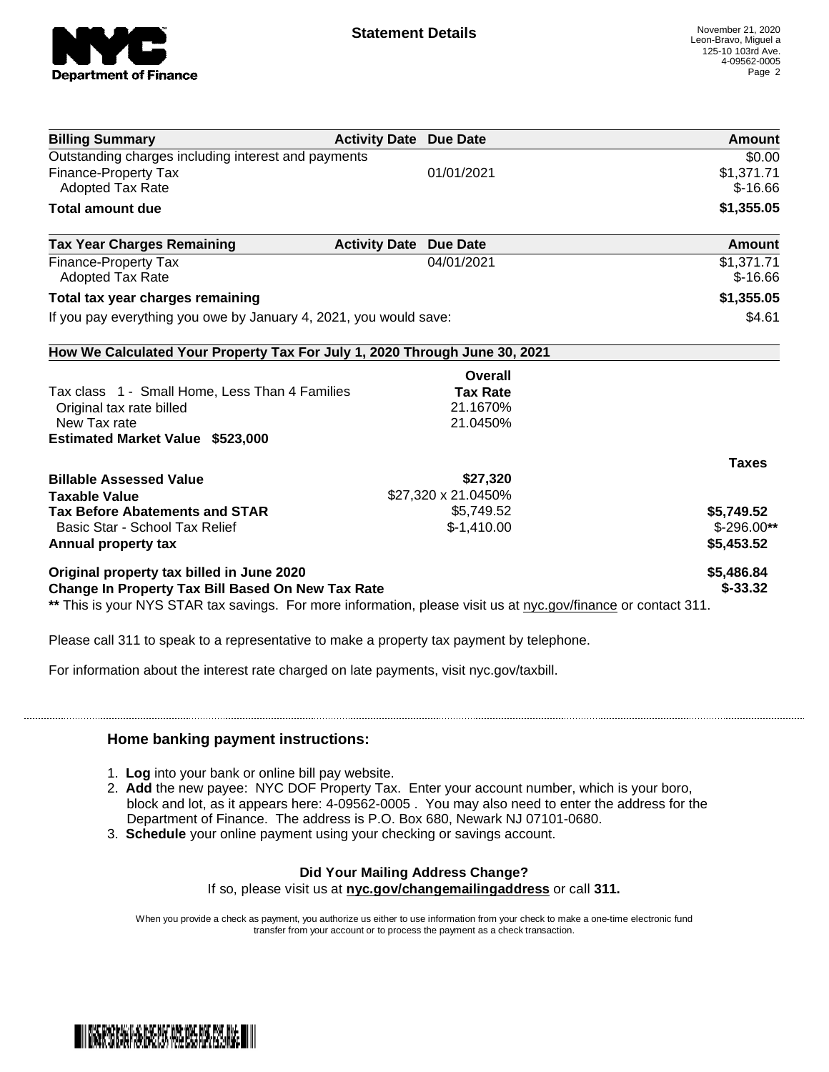# Statement Details

November 21, 2020
Leon-Bravo, Miguel a
125-10 103rd Ave.
4-09562-0005

| Billing Summary | Activity Date | Due Date | Amount |
|---|---|---|---|
| Outstanding charges including interest and payments | | | $0.00 |
| Finance-Property Tax | | 01/01/2021 | $1,371.71 |
| Adopted Tax Rate | | | $-16.66 |
| **Total amount due** | | | **$1,355.05** |

| Tax Year Charges Remaining | Activity Date | Due Date | Amount |
|---|---|---|---|
| Finance-Property Tax | | 04/01/2021 | $1,371.71 |
| Adopted Tax Rate | | | $-16.66 |
| **Total tax year charges remaining** | | | **$1,355.05** |
| If you pay everything you owe by January 4, 2021, you would save: | | | $4.61 |

**How We Calculated Your Property Tax For July 1, 2020 Through June 30, 2021**

| | Overall Tax Rate | |
|---|---|---|
| Tax class 1 - Small Home, Less Than 4 Families | | |
| Original tax rate billed | 21.1670% | |
| New Tax rate | 21.0450% | |
| **Estimated Market Value $523,000** | | |
| | | **Taxes** |
| **Billable Assessed Value** | **$27,320** | |
| **Taxable Value** | $27,320 x 21.0450% | |
| **Tax Before Abatements and STAR** | $5,749.52 | **$5,749.52** |
| Basic Star - School Tax Relief | $-1,410.00 | $-296.00** |
| **Annual property tax** | | **$5,453.52** |
| **Original property tax billed in June 2020** | | **$5,486.84** |
| **Change In Property Tax Bill Based On New Tax Rate** | | **$-33.32** |

** This is your NYS STAR tax savings. For more information, please visit us at nyc.gov/finance or contact 311.

Please call 311 to speak to a representative to make a property tax payment by telephone.

For information about the interest rate charged on late payments, visit nyc.gov/taxbill.

## Home banking payment instructions:

1. **Log** into your bank or online bill pay website.
2. **Add** the new payee: NYC DOF Property Tax. Enter your account number, which is your boro, block and lot, as it appears here: 4-09562-0005 . You may also need to enter the address for the Department of Finance. The address is P.O. Box 680, Newark NJ 07101-0680.
3. **Schedule** your online payment using your checking or savings account.

**Did Your Mailing Address Change?**
If so, please visit us at **nyc.gov/changemailingaddress** or call **311.**

When you provide a check as payment, you authorize us either to use information from your check to make a one-time electronic fund transfer from your account or to process the payment as a check transaction.